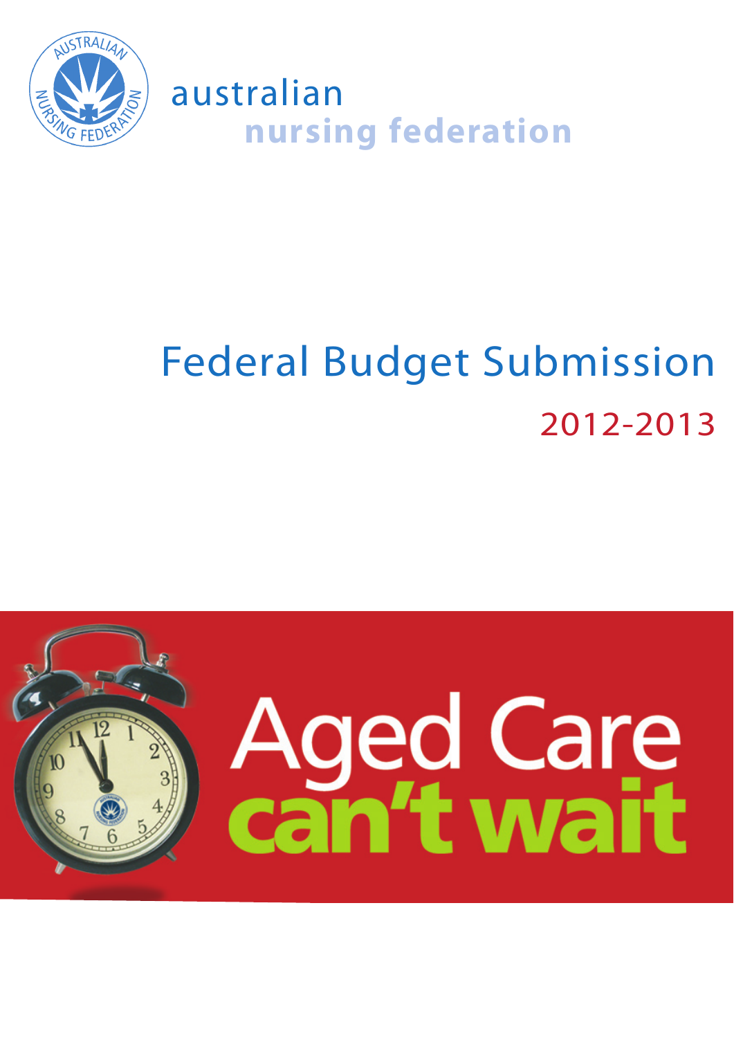australian
nursing federation

# Federal Budget Submission

## 2012-2013

# Aged Care can't wait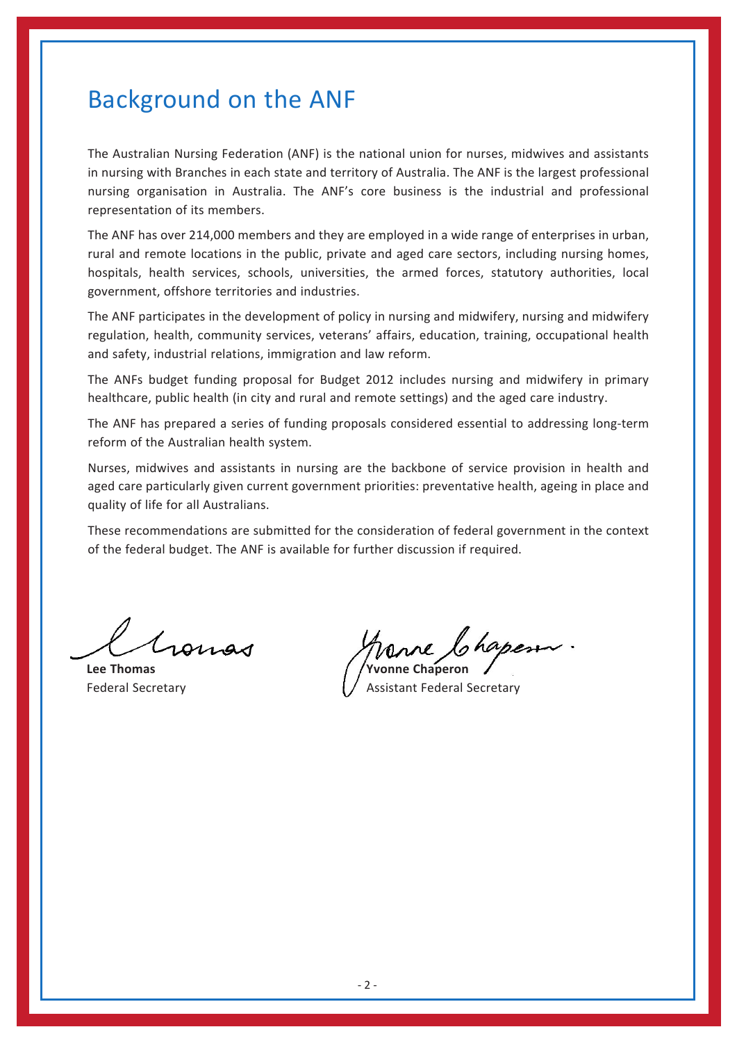# Background on the ANF

The Australian Nursing Federation (ANF) is the national union for nurses, midwives and assistants in nursing with Branches in each state and territory of Australia. The ANF is the largest professional nursing organisation in Australia. The ANF's core business is the industrial and professional representation of its members.

The ANF has over 214,000 members and they are employed in a wide range of enterprises in urban, rural and remote locations in the public, private and aged care sectors, including nursing homes, hospitals, health services, schools, universities, the armed forces, statutory authorities, local government, offshore territories and industries.

The ANF participates in the development of policy in nursing and midwifery, nursing and midwifery regulation, health, community services, veterans' affairs, education, training, occupational health and safety, industrial relations, immigration and law reform.

The ANFs budget funding proposal for Budget 2012 includes nursing and midwifery in primary healthcare, public health (in city and rural and remote settings) and the aged care industry.

The ANF has prepared a series of funding proposals considered essential to addressing long-term reform of the Australian health system.

Nurses, midwives and assistants in nursing are the backbone of service provision in health and aged care particularly given current government priorities: preventative health, ageing in place and quality of life for all Australians.

These recommendations are submitted for the consideration of federal government in the context of the federal budget. The ANF is available for further discussion if required.

**Lee Thomas**
Federal Secretary

**Yvonne Chaperon**
Assistant Federal Secretary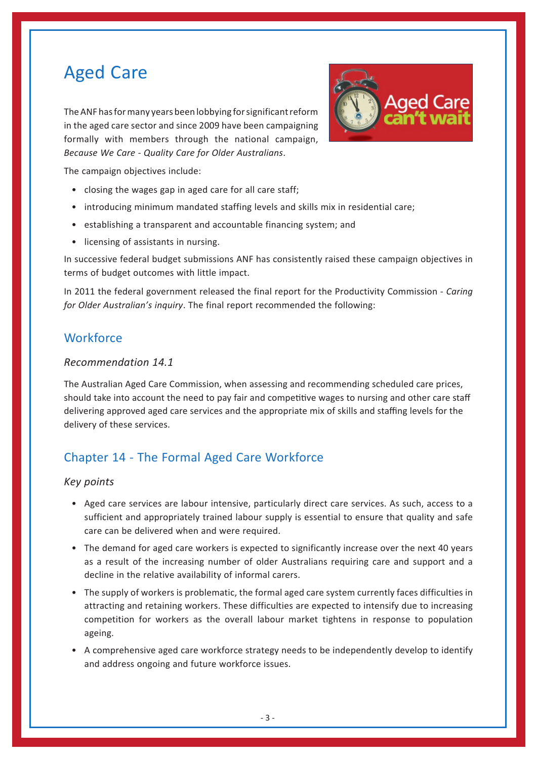# Aged Care

The ANF has for many years been lobbying for significant reform in the aged care sector and since 2009 have been campaigning formally with members through the national campaign, *Because We Care - Quality Care for Older Australians*.

The campaign objectives include:

- closing the wages gap in aged care for all care staff;
- introducing minimum mandated staffing levels and skills mix in residential care;
- establishing a transparent and accountable financing system; and
- licensing of assistants in nursing.

In successive federal budget submissions ANF has consistently raised these campaign objectives in terms of budget outcomes with little impact.

In 2011 the federal government released the final report for the Productivity Commission - *Caring for Older Australian's inquiry*. The final report recommended the following:

## Workforce

### *Recommendation 14.1*

The Australian Aged Care Commission, when assessing and recommending scheduled care prices, should take into account the need to pay fair and competitive wages to nursing and other care staff delivering approved aged care services and the appropriate mix of skills and staffing levels for the delivery of these services.

## Chapter 14 - The Formal Aged Care Workforce

### *Key points*

- Aged care services are labour intensive, particularly direct care services. As such, access to a sufficient and appropriately trained labour supply is essential to ensure that quality and safe care can be delivered when and were required.
- The demand for aged care workers is expected to significantly increase over the next 40 years as a result of the increasing number of older Australians requiring care and support and a decline in the relative availability of informal carers.
- The supply of workers is problematic, the formal aged care system currently faces difficulties in attracting and retaining workers. These difficulties are expected to intensify due to increasing competition for workers as the overall labour market tightens in response to population ageing.
- A comprehensive aged care workforce strategy needs to be independently develop to identify and address ongoing and future workforce issues.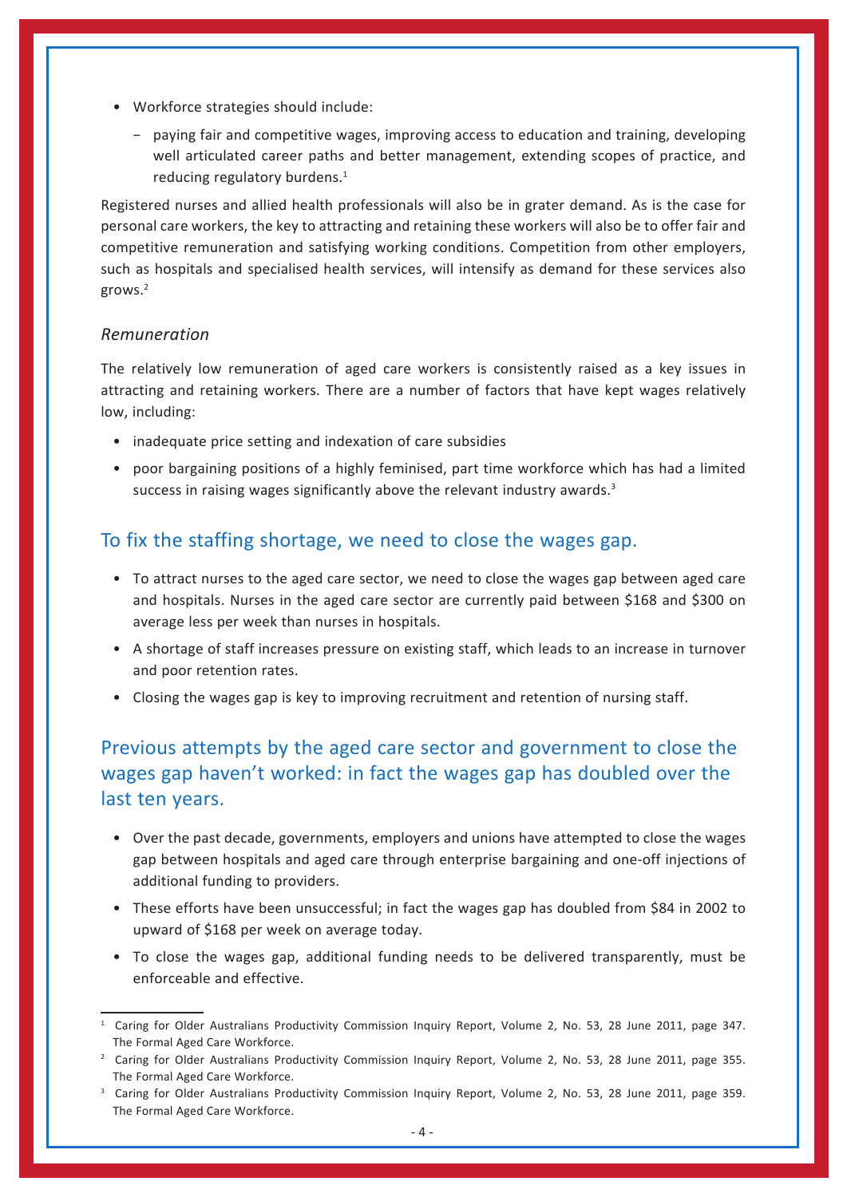- Workforce strategies should include:
  - paying fair and competitive wages, improving access to education and training, developing well articulated career paths and better management, extending scopes of practice, and reducing regulatory burdens.[1]

Registered nurses and allied health professionals will also be in grater demand. As is the case for personal care workers, the key to attracting and retaining these workers will also be to offer fair and competitive remuneration and satisfying working conditions. Competition from other employers, such as hospitals and specialised health services, will intensify as demand for these services also grows.[2]

*Remuneration*

The relatively low remuneration of aged care workers is consistently raised as a key issues in attracting and retaining workers. There are a number of factors that have kept wages relatively low, including:

- inadequate price setting and indexation of care subsidies
- poor bargaining positions of a highly feminised, part time workforce which has had a limited success in raising wages significantly above the relevant industry awards.[3]

## To fix the staffing shortage, we need to close the wages gap.

- To attract nurses to the aged care sector, we need to close the wages gap between aged care and hospitals. Nurses in the aged care sector are currently paid between $168 and $300 on average less per week than nurses in hospitals.
- A shortage of staff increases pressure on existing staff, which leads to an increase in turnover and poor retention rates.
- Closing the wages gap is key to improving recruitment and retention of nursing staff.

## Previous attempts by the aged care sector and government to close the wages gap haven't worked: in fact the wages gap has doubled over the last ten years.

- Over the past decade, governments, employers and unions have attempted to close the wages gap between hospitals and aged care through enterprise bargaining and one-off injections of additional funding to providers.
- These efforts have been unsuccessful; in fact the wages gap has doubled from $84 in 2002 to upward of $168 per week on average today.
- To close the wages gap, additional funding needs to be delivered transparently, must be enforceable and effective.

---

[1] Caring for Older Australians Productivity Commission Inquiry Report, Volume 2, No. 53, 28 June 2011, page 347. The Formal Aged Care Workforce.

[2] Caring for Older Australians Productivity Commission Inquiry Report, Volume 2, No. 53, 28 June 2011, page 355. The Formal Aged Care Workforce.

[3] Caring for Older Australians Productivity Commission Inquiry Report, Volume 2, No. 53, 28 June 2011, page 359. The Formal Aged Care Workforce.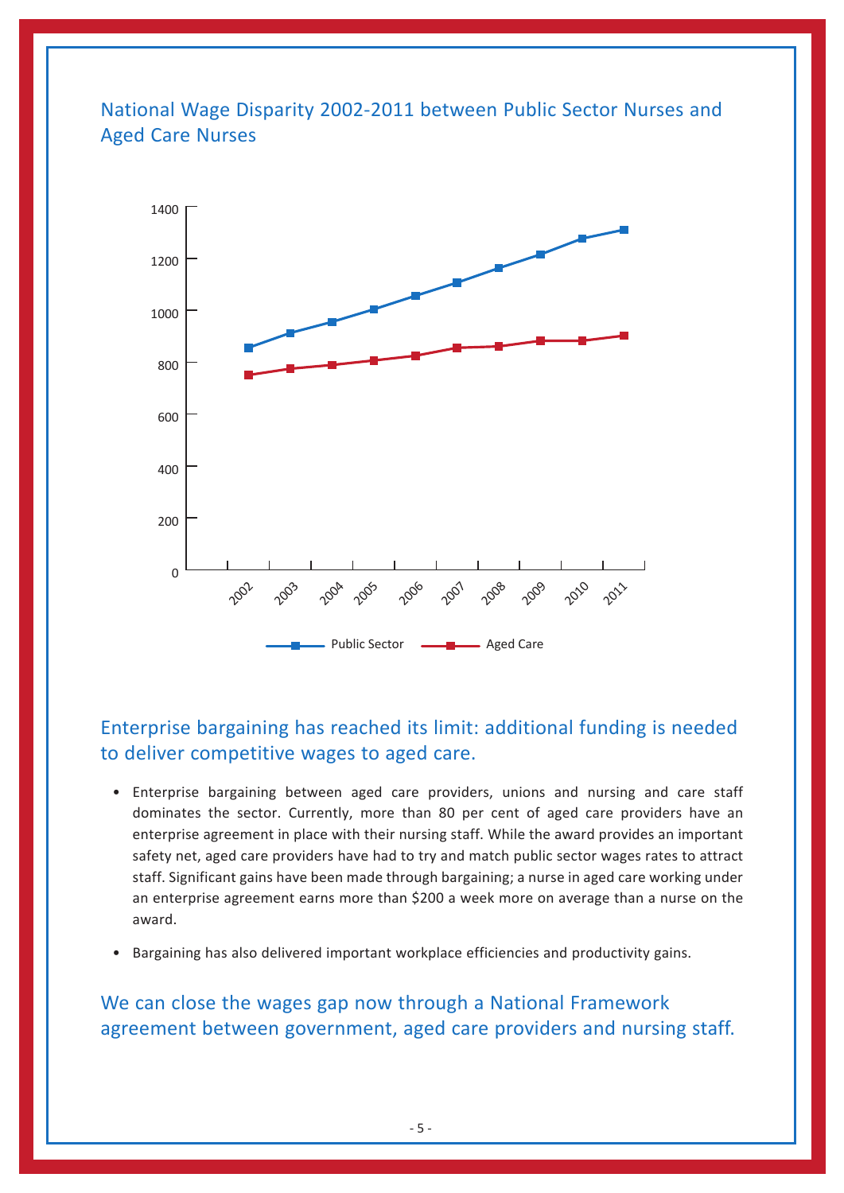## National Wage Disparity 2002-2011 between Public Sector Nurses and Aged Care Nurses

## Enterprise bargaining has reached its limit: additional funding is needed to deliver competitive wages to aged care.

- Enterprise bargaining between aged care providers, unions and nursing and care staff dominates the sector. Currently, more than 80 per cent of aged care providers have an enterprise agreement in place with their nursing staff. While the award provides an important safety net, aged care providers have had to try and match public sector wages rates to attract staff. Significant gains have been made through bargaining; a nurse in aged care working under an enterprise agreement earns more than $200 a week more on average than a nurse on the award.
- Bargaining has also delivered important workplace efficiencies and productivity gains.

## We can close the wages gap now through a National Framework agreement between government, aged care providers and nursing staff.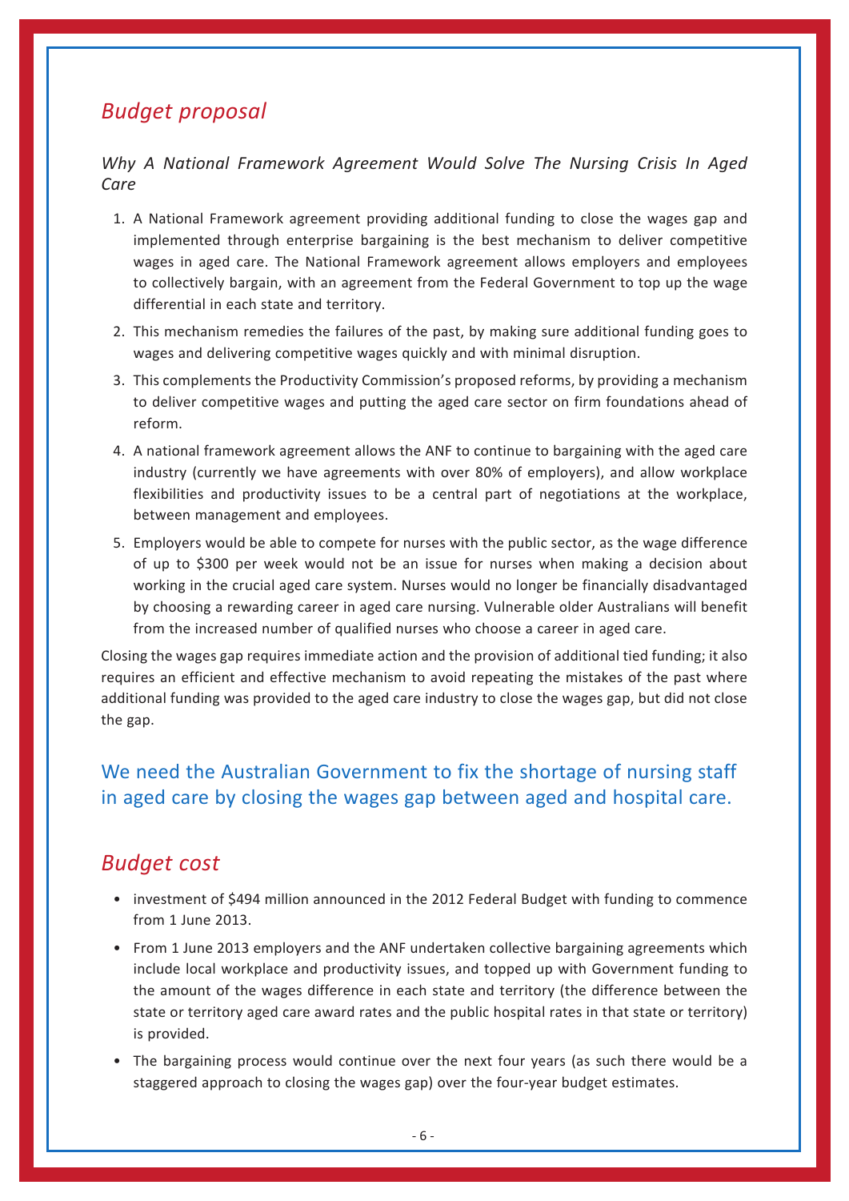## *Budget proposal*

*Why A National Framework Agreement Would Solve The Nursing Crisis In Aged Care*

1. A National Framework agreement providing additional funding to close the wages gap and implemented through enterprise bargaining is the best mechanism to deliver competitive wages in aged care. The National Framework agreement allows employers and employees to collectively bargain, with an agreement from the Federal Government to top up the wage differential in each state and territory.
2. This mechanism remedies the failures of the past, by making sure additional funding goes to wages and delivering competitive wages quickly and with minimal disruption.
3. This complements the Productivity Commission's proposed reforms, by providing a mechanism to deliver competitive wages and putting the aged care sector on firm foundations ahead of reform.
4. A national framework agreement allows the ANF to continue to bargaining with the aged care industry (currently we have agreements with over 80% of employers), and allow workplace flexibilities and productivity issues to be a central part of negotiations at the workplace, between management and employees.
5. Employers would be able to compete for nurses with the public sector, as the wage difference of up to $300 per week would not be an issue for nurses when making a decision about working in the crucial aged care system. Nurses would no longer be financially disadvantaged by choosing a rewarding career in aged care nursing. Vulnerable older Australians will benefit from the increased number of qualified nurses who choose a career in aged care.

Closing the wages gap requires immediate action and the provision of additional tied funding; it also requires an efficient and effective mechanism to avoid repeating the mistakes of the past where additional funding was provided to the aged care industry to close the wages gap, but did not close the gap.

### We need the Australian Government to fix the shortage of nursing staff in aged care by closing the wages gap between aged and hospital care.

## *Budget cost*

- investment of $494 million announced in the 2012 Federal Budget with funding to commence from 1 June 2013.
- From 1 June 2013 employers and the ANF undertaken collective bargaining agreements which include local workplace and productivity issues, and topped up with Government funding to the amount of the wages difference in each state and territory (the difference between the state or territory aged care award rates and the public hospital rates in that state or territory) is provided.
- The bargaining process would continue over the next four years (as such there would be a staggered approach to closing the wages gap) over the four-year budget estimates.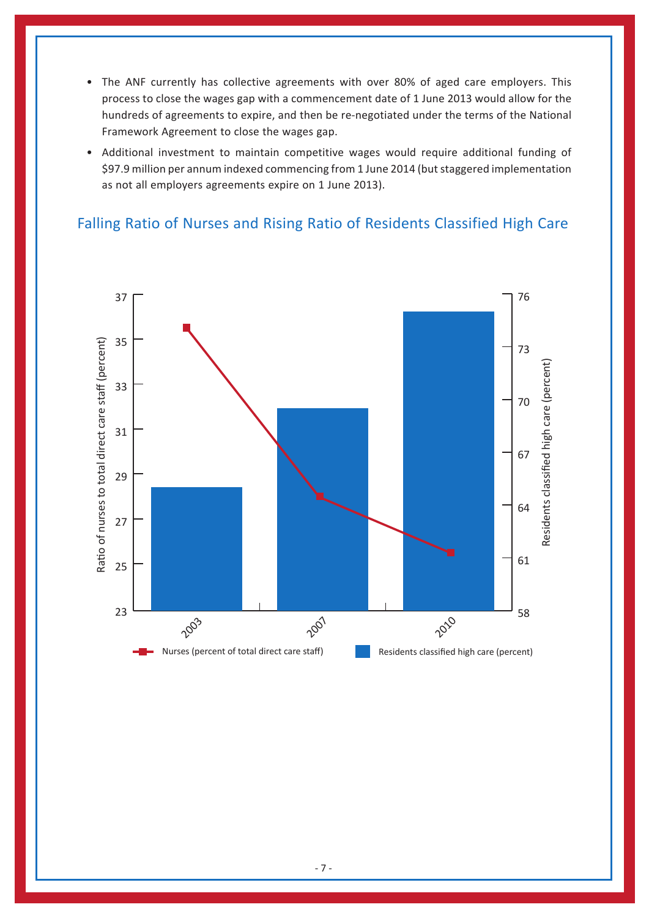- The ANF currently has collective agreements with over 80% of aged care employers. This process to close the wages gap with a commencement date of 1 June 2013 would allow for the hundreds of agreements to expire, and then be re-negotiated under the terms of the National Framework Agreement to close the wages gap.
- Additional investment to maintain competitive wages would require additional funding of $97.9 million per annum indexed commencing from 1 June 2014 (but staggered implementation as not all employers agreements expire on 1 June 2013).

## Falling Ratio of Nurses and Rising Ratio of Residents Classified High Care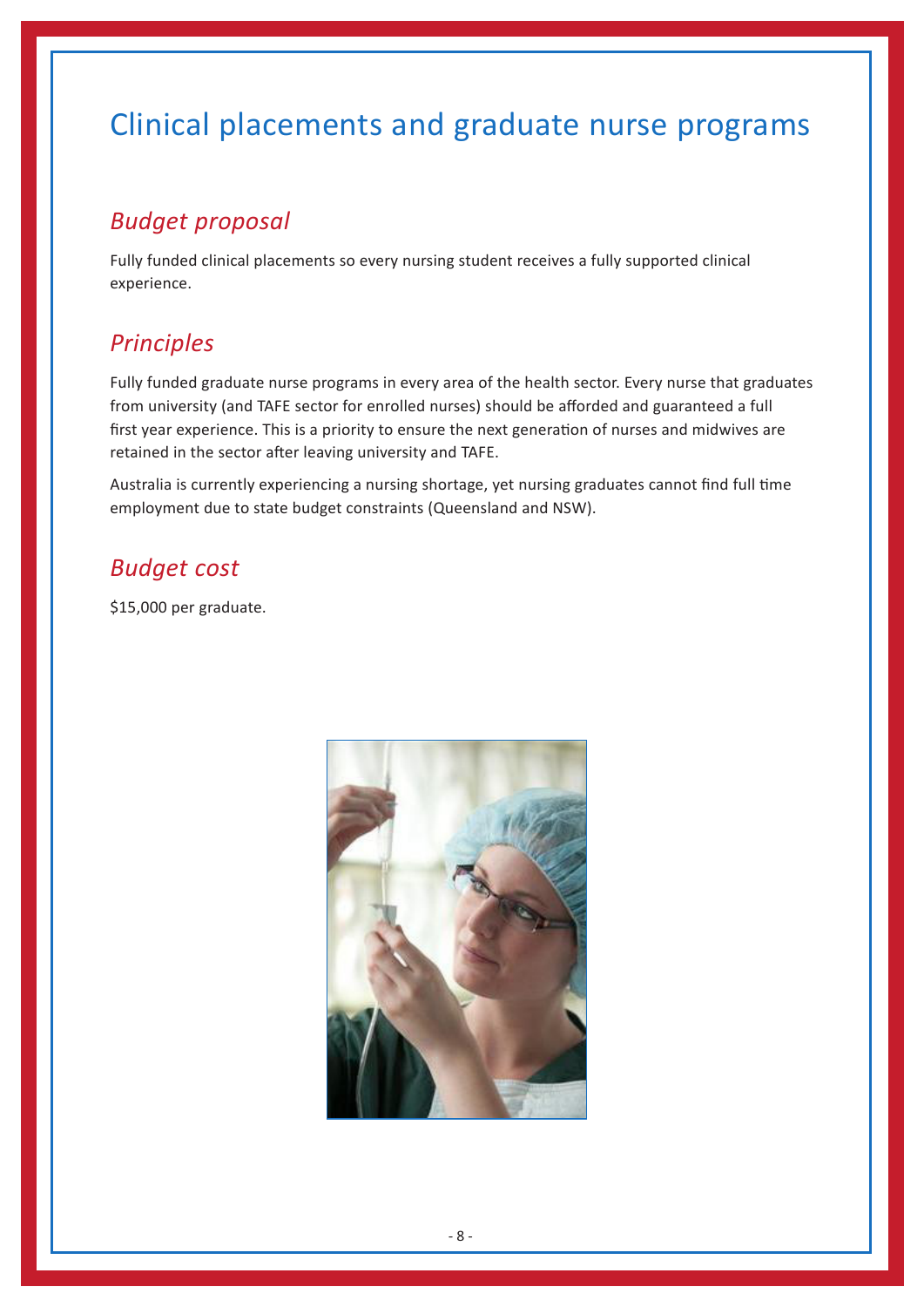# Clinical placements and graduate nurse programs

## *Budget proposal*

Fully funded clinical placements so every nursing student receives a fully supported clinical experience.

## *Principles*

Fully funded graduate nurse programs in every area of the health sector. Every nurse that graduates from university (and TAFE sector for enrolled nurses) should be afforded and guaranteed a full first year experience. This is a priority to ensure the next generation of nurses and midwives are retained in the sector after leaving university and TAFE.

Australia is currently experiencing a nursing shortage, yet nursing graduates cannot find full time employment due to state budget constraints (Queensland and NSW).

## *Budget cost*

$15,000 per graduate.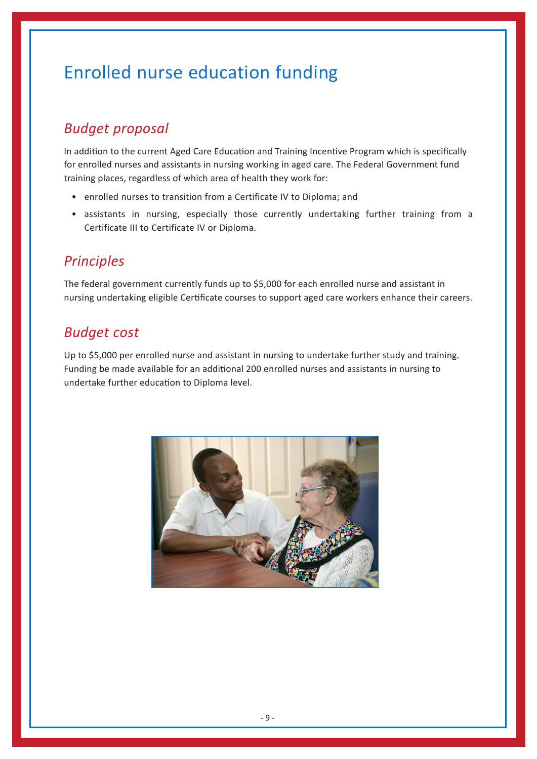# Enrolled nurse education funding

## *Budget proposal*

In addition to the current Aged Care Education and Training Incentive Program which is specifically for enrolled nurses and assistants in nursing working in aged care. The Federal Government fund training places, regardless of which area of health they work for:

- enrolled nurses to transition from a Certificate IV to Diploma; and
- assistants in nursing, especially those currently undertaking further training from a Certificate III to Certificate IV or Diploma.

## *Principles*

The federal government currently funds up to $5,000 for each enrolled nurse and assistant in nursing undertaking eligible Certificate courses to support aged care workers enhance their careers.

## *Budget cost*

Up to $5,000 per enrolled nurse and assistant in nursing to undertake further study and training. Funding be made available for an additional 200 enrolled nurses and assistants in nursing to undertake further education to Diploma level.